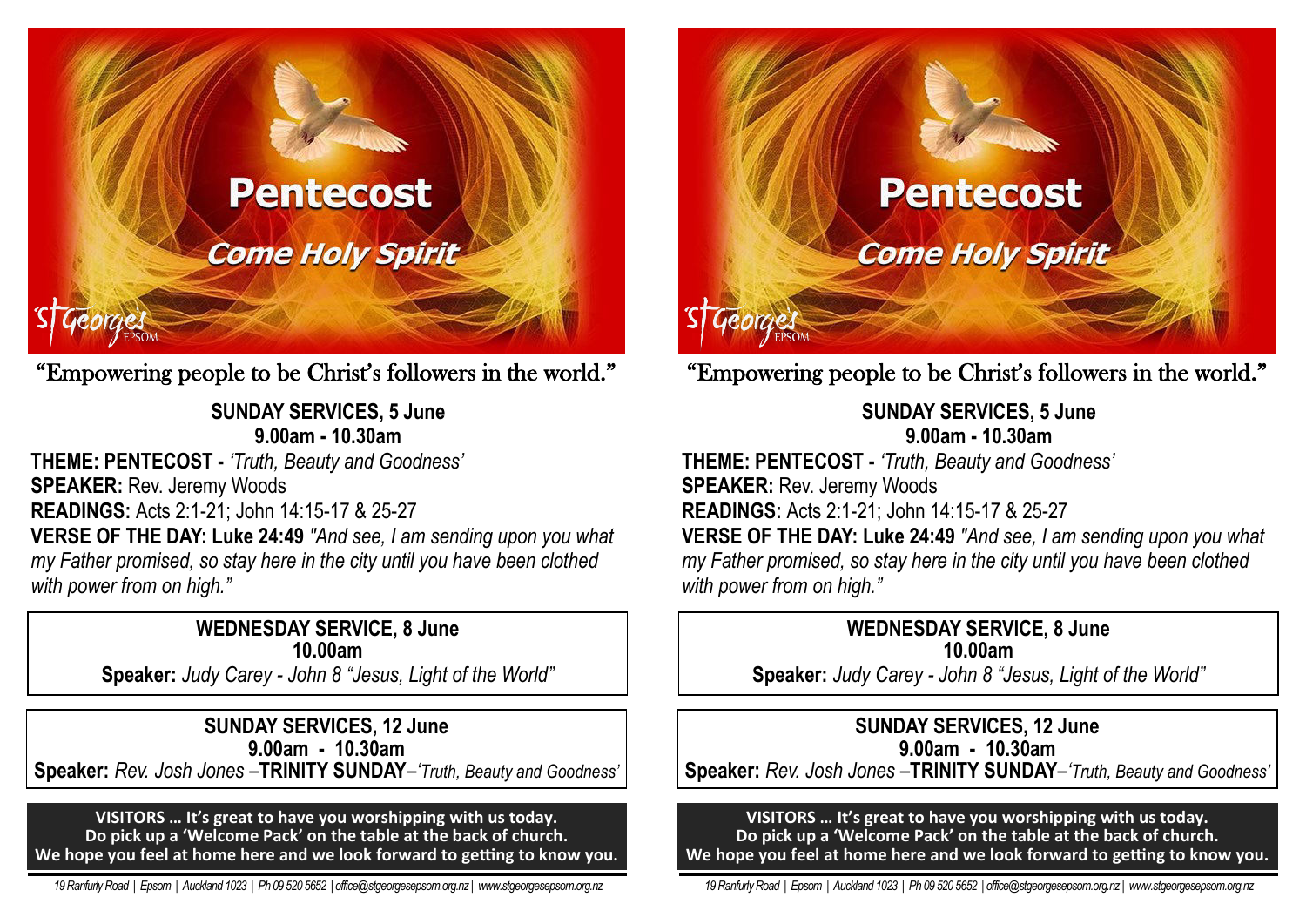# Pentecost

## Come Holy Spirit

St George's EPSOM

"Empowering people to be Christ's followers in the world."

**SUNDAY SERVICES, 5 June**
**9.00am - 10.30am**

**THEME: PENTECOST -** *'Truth, Beauty and Goodness'*
**SPEAKER:** Rev. Jeremy Woods
**READINGS:** Acts 2:1-21; John 14:15-17 & 25-27
**VERSE OF THE DAY: Luke 24:49** *"And see, I am sending upon you what my Father promised, so stay here in the city until you have been clothed with power from on high."*

**WEDNESDAY SERVICE, 8 June**
**10.00am**
**Speaker:** *Judy Carey - John 8 "Jesus, Light of the World"*

**SUNDAY SERVICES, 12 June**
**9.00am - 10.30am**
**Speaker:** *Rev. Josh Jones* –**TRINITY SUNDAY**–*'Truth, Beauty and Goodness'*

**VISITORS … It's great to have you worshipping with us today.**
**Do pick up a 'Welcome Pack' on the table at the back of church.**
**We hope you feel at home here and we look forward to getting to know you.**

*19 Ranfurly Road | Epsom | Auckland 1023 | Ph 09 520 5652 | office@stgeorgesepsom.org.nz | www.stgeorgesepsom.org.nz*

# Pentecost

## Come Holy Spirit

St George's EPSOM

"Empowering people to be Christ's followers in the world."

**SUNDAY SERVICES, 5 June**
**9.00am - 10.30am**

**THEME: PENTECOST -** *'Truth, Beauty and Goodness'*
**SPEAKER:** Rev. Jeremy Woods
**READINGS:** Acts 2:1-21; John 14:15-17 & 25-27
**VERSE OF THE DAY: Luke 24:49** *"And see, I am sending upon you what my Father promised, so stay here in the city until you have been clothed with power from on high."*

**WEDNESDAY SERVICE, 8 June**
**10.00am**
**Speaker:** *Judy Carey - John 8 "Jesus, Light of the World"*

**SUNDAY SERVICES, 12 June**
**9.00am - 10.30am**
**Speaker:** *Rev. Josh Jones* –**TRINITY SUNDAY**–*'Truth, Beauty and Goodness'*

**VISITORS … It's great to have you worshipping with us today.**
**Do pick up a 'Welcome Pack' on the table at the back of church.**
**We hope you feel at home here and we look forward to getting to know you.**

*19 Ranfurly Road | Epsom | Auckland 1023 | Ph 09 520 5652 | office@stgeorgesepsom.org.nz | www.stgeorgesepsom.org.nz*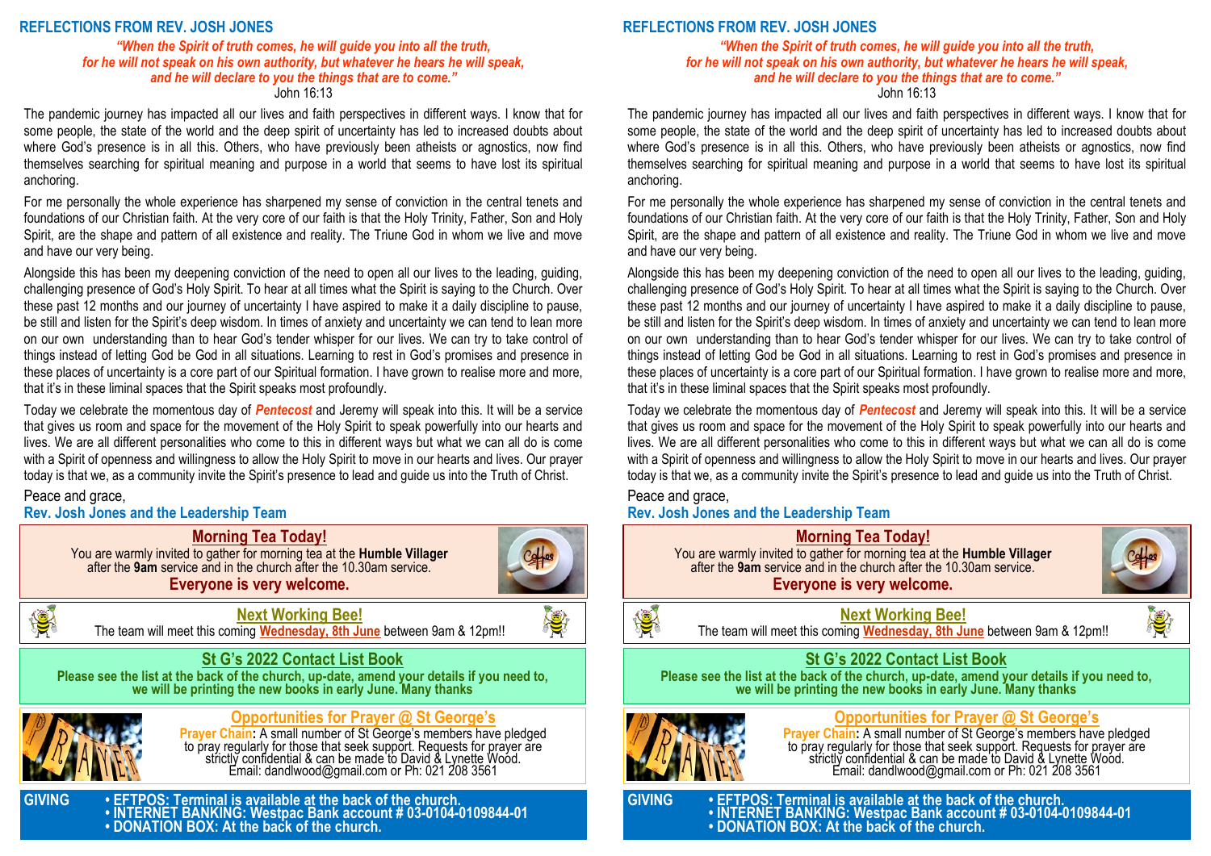## REFLECTIONS FROM REV. JOSH JONES

*"When the Spirit of truth comes, he will guide you into all the truth, for he will not speak on his own authority, but whatever he hears he will speak, and he will declare to you the things that are to come."*
John 16:13

The pandemic journey has impacted all our lives and faith perspectives in different ways. I know that for some people, the state of the world and the deep spirit of uncertainty has led to increased doubts about where God's presence is in all this. Others, who have previously been atheists or agnostics, now find themselves searching for spiritual meaning and purpose in a world that seems to have lost its spiritual anchoring.

For me personally the whole experience has sharpened my sense of conviction in the central tenets and foundations of our Christian faith. At the very core of our faith is that the Holy Trinity, Father, Son and Holy Spirit, are the shape and pattern of all existence and reality. The Triune God in whom we live and move and have our very being.

Alongside this has been my deepening conviction of the need to open all our lives to the leading, guiding, challenging presence of God's Holy Spirit. To hear at all times what the Spirit is saying to the Church. Over these past 12 months and our journey of uncertainty I have aspired to make it a daily discipline to pause, be still and listen for the Spirit's deep wisdom. In times of anxiety and uncertainty we can tend to lean more on our own understanding than to hear God's tender whisper for our lives. We can try to take control of things instead of letting God be God in all situations. Learning to rest in God's promises and presence in these places of uncertainty is a core part of our Spiritual formation. I have grown to realise more and more, that it's in these liminal spaces that the Spirit speaks most profoundly.

Today we celebrate the momentous day of ***Pentecost*** and Jeremy will speak into this. It will be a service that gives us room and space for the movement of the Holy Spirit to speak powerfully into our hearts and lives. We are all different personalities who come to this in different ways but what we can all do is come with a Spirit of openness and willingness to allow the Holy Spirit to move in our hearts and lives. Our prayer today is that we, as a community invite the Spirit's presence to lead and guide us into the Truth of Christ.

Peace and grace,

**Rev. Josh Jones and the Leadership Team**

### Morning Tea Today!

You are warmly invited to gather for morning tea at the **Humble Villager** after the **9am** service and in the church after the 10.30am service.

**Everyone is very welcome.**

### Next Working Bee!

The team will meet this coming **Wednesday, 8th June** between 9am & 12pm!!

### St G's 2022 Contact List Book

**Please see the list at the back of the church, up-date, amend your details if you need to, we will be printing the new books in early June. Many thanks**

### Opportunities for Prayer @ St George's

**Prayer Chain:** A small number of St George's members have pledged to pray regularly for those that seek support. Requests for prayer are strictly confidential & can be made to David & Lynette Wood. Email: dandlwood@gmail.com or Ph: 021 208 3561

**GIVING**

- **EFTPOS: Terminal is available at the back of the church.**
- **INTERNET BANKING: Westpac Bank account # 03-0104-0109844-01**
- **DONATION BOX: At the back of the church.**